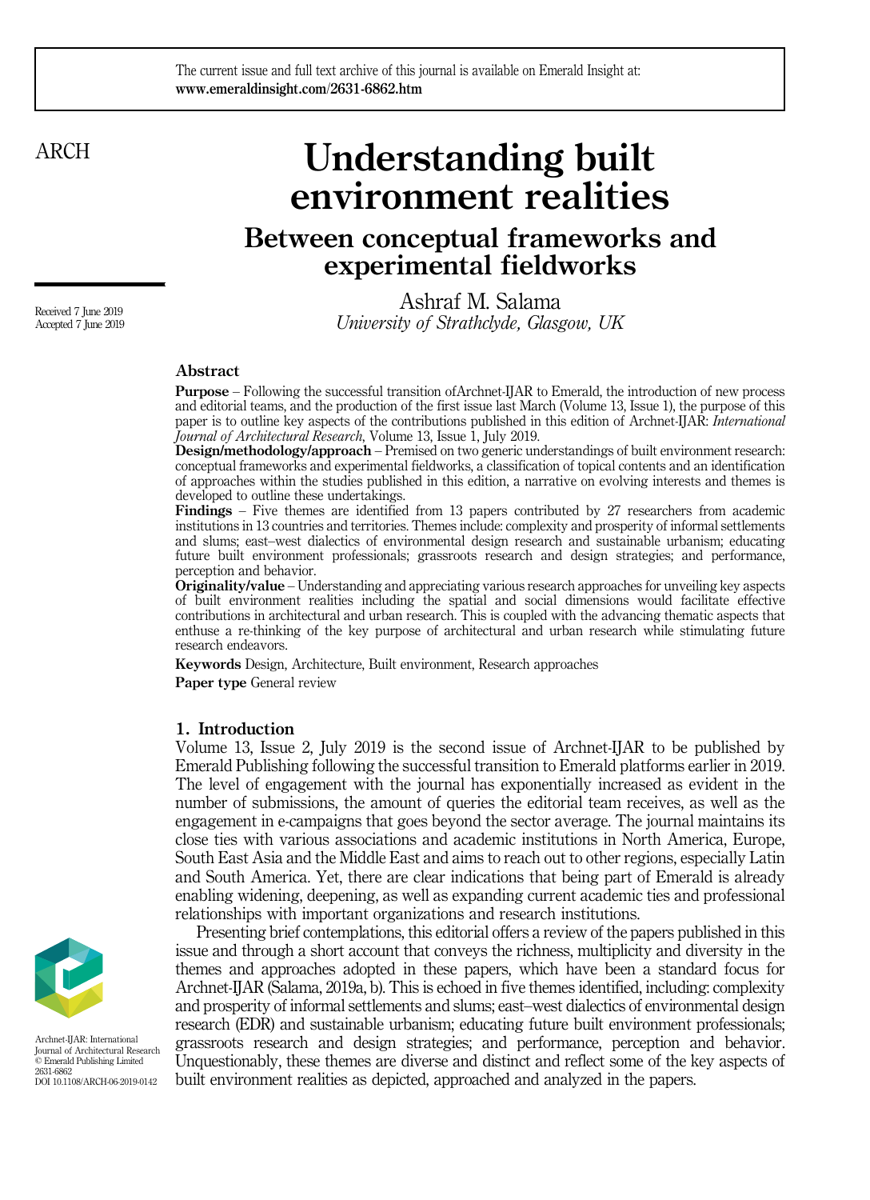The current issue and full text archive of this journal is available on Emerald Insight at: **www.emeraldinsight.com/2631-6862.htm**

# Understanding built environment realities

## Between conceptual frameworks and experimental fieldworks

Ashraf M. Salama
*University of Strathclyde, Glasgow, UK*

Received 7 June 2019
Accepted 7 June 2019

### Abstract

**Purpose** – Following the successful transition ofArchnet-IJAR to Emerald, the introduction of new process and editorial teams, and the production of the first issue last March (Volume 13, Issue 1), the purpose of this paper is to outline key aspects of the contributions published in this edition of Archnet-IJAR: *International Journal of Architectural Research*, Volume 13, Issue 1, July 2019.

**Design/methodology/approach** – Premised on two generic understandings of built environment research: conceptual frameworks and experimental fieldworks, a classification of topical contents and an identification of approaches within the studies published in this edition, a narrative on evolving interests and themes is developed to outline these undertakings.

**Findings** – Five themes are identified from 13 papers contributed by 27 researchers from academic institutions in 13 countries and territories. Themes include: complexity and prosperity of informal settlements and slums; east–west dialectics of environmental design research and sustainable urbanism; educating future built environment professionals; grassroots research and design strategies; and performance, perception and behavior.

**Originality/value** – Understanding and appreciating various research approaches for unveiling key aspects of built environment realities including the spatial and social dimensions would facilitate effective contributions in architectural and urban research. This is coupled with the advancing thematic aspects that enthuse a re-thinking of the key purpose of architectural and urban research while stimulating future research endeavors.

**Keywords** Design, Architecture, Built environment, Research approaches

**Paper type** General review

### 1. Introduction

Volume 13, Issue 2, July 2019 is the second issue of Archnet-IJAR to be published by Emerald Publishing following the successful transition to Emerald platforms earlier in 2019. The level of engagement with the journal has exponentially increased as evident in the number of submissions, the amount of queries the editorial team receives, as well as the engagement in e-campaigns that goes beyond the sector average. The journal maintains its close ties with various associations and academic institutions in North America, Europe, South East Asia and the Middle East and aims to reach out to other regions, especially Latin and South America. Yet, there are clear indications that being part of Emerald is already enabling widening, deepening, as well as expanding current academic ties and professional relationships with important organizations and research institutions.

Presenting brief contemplations, this editorial offers a review of the papers published in this issue and through a short account that conveys the richness, multiplicity and diversity in the themes and approaches adopted in these papers, which have been a standard focus for Archnet-IJAR (Salama, 2019a, b). This is echoed in five themes identified, including: complexity and prosperity of informal settlements and slums; east–west dialectics of environmental design research (EDR) and sustainable urbanism; educating future built environment professionals; grassroots research and design strategies; and performance, perception and behavior. Unquestionably, these themes are diverse and distinct and reflect some of the key aspects of built environment realities as depicted, approached and analyzed in the papers.

Archnet-IJAR: International Journal of Architectural Research
© Emerald Publishing Limited
2631-6862
DOI 10.1108/ARCH-06-2019-0142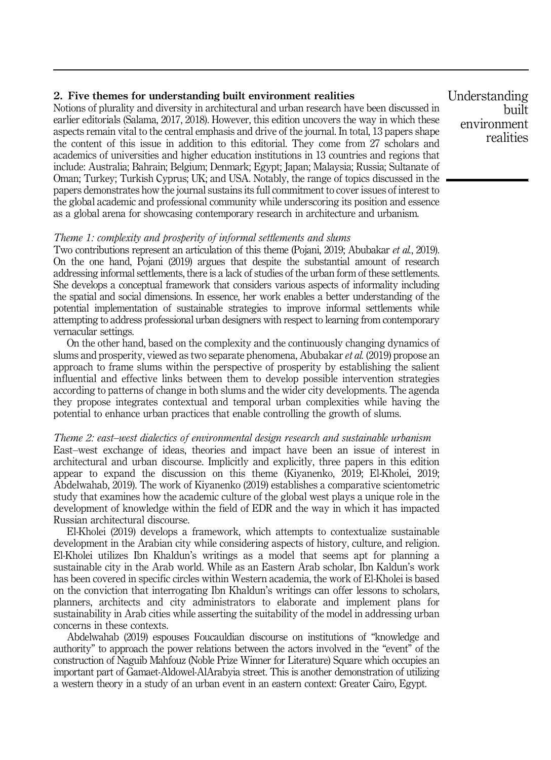## 2. Five themes for understanding built environment realities

Notions of plurality and diversity in architectural and urban research have been discussed in earlier editorials (Salama, 2017, 2018). However, this edition uncovers the way in which these aspects remain vital to the central emphasis and drive of the journal. In total, 13 papers shape the content of this issue in addition to this editorial. They come from 27 scholars and academics of universities and higher education institutions in 13 countries and regions that include: Australia; Bahrain; Belgium; Denmark; Egypt; Japan; Malaysia; Russia; Sultanate of Oman; Turkey; Turkish Cyprus; UK; and USA. Notably, the range of topics discussed in the papers demonstrates how the journal sustains its full commitment to cover issues of interest to the global academic and professional community while underscoring its position and essence as a global arena for showcasing contemporary research in architecture and urbanism.

*Theme 1: complexity and prosperity of informal settlements and slums*

Two contributions represent an articulation of this theme (Pojani, 2019; Abubakar *et al.*, 2019). On the one hand, Pojani (2019) argues that despite the substantial amount of research addressing informal settlements, there is a lack of studies of the urban form of these settlements. She develops a conceptual framework that considers various aspects of informality including the spatial and social dimensions. In essence, her work enables a better understanding of the potential implementation of sustainable strategies to improve informal settlements while attempting to address professional urban designers with respect to learning from contemporary vernacular settings.

On the other hand, based on the complexity and the continuously changing dynamics of slums and prosperity, viewed as two separate phenomena, Abubakar *et al.* (2019) propose an approach to frame slums within the perspective of prosperity by establishing the salient influential and effective links between them to develop possible intervention strategies according to patterns of change in both slums and the wider city developments. The agenda they propose integrates contextual and temporal urban complexities while having the potential to enhance urban practices that enable controlling the growth of slums.

*Theme 2: east–west dialectics of environmental design research and sustainable urbanism*

East–west exchange of ideas, theories and impact have been an issue of interest in architectural and urban discourse. Implicitly and explicitly, three papers in this edition appear to expand the discussion on this theme (Kiyanenko, 2019; El-Kholei, 2019; Abdelwahab, 2019). The work of Kiyanenko (2019) establishes a comparative scientometric study that examines how the academic culture of the global west plays a unique role in the development of knowledge within the field of EDR and the way in which it has impacted Russian architectural discourse.

El-Kholei (2019) develops a framework, which attempts to contextualize sustainable development in the Arabian city while considering aspects of history, culture, and religion. El-Kholei utilizes Ibn Khaldun's writings as a model that seems apt for planning a sustainable city in the Arab world. While as an Eastern Arab scholar, Ibn Kaldun's work has been covered in specific circles within Western academia, the work of El-Kholei is based on the conviction that interrogating Ibn Khaldun's writings can offer lessons to scholars, planners, architects and city administrators to elaborate and implement plans for sustainability in Arab cities while asserting the suitability of the model in addressing urban concerns in these contexts.

Abdelwahab (2019) espouses Foucauldian discourse on institutions of "knowledge and authority" to approach the power relations between the actors involved in the "event" of the construction of Naguib Mahfouz (Noble Prize Winner for Literature) Square which occupies an important part of Gamaet-Aldowel-AlArabyia street. This is another demonstration of utilizing a western theory in a study of an urban event in an eastern context: Greater Cairo, Egypt.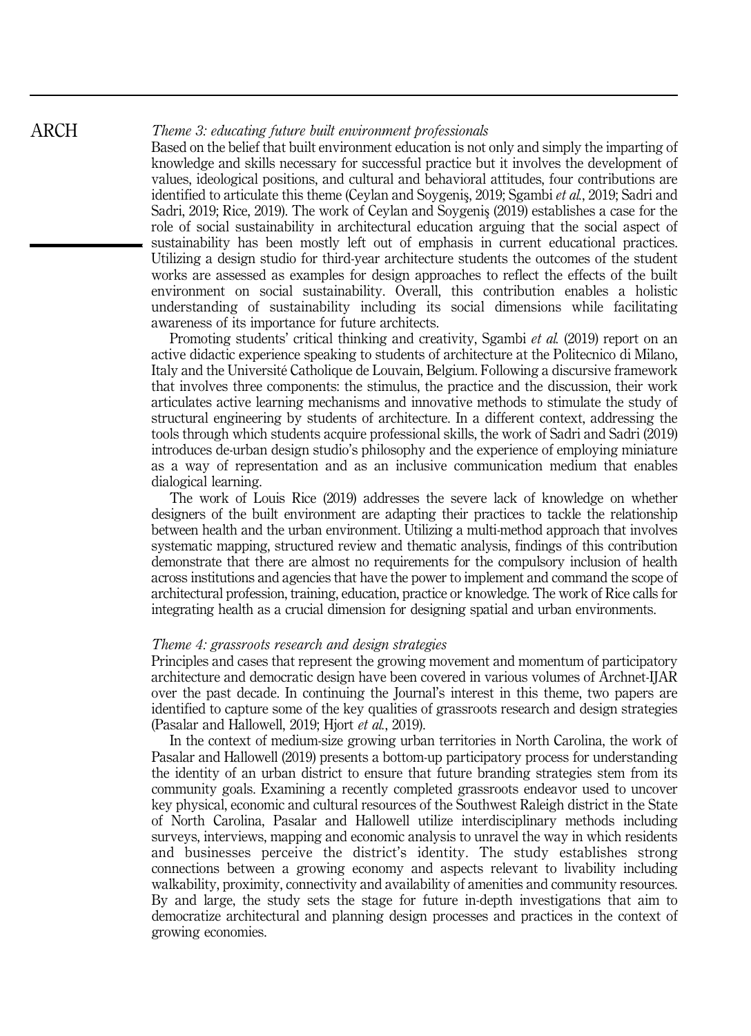*Theme 3: educating future built environment professionals*

Based on the belief that built environment education is not only and simply the imparting of knowledge and skills necessary for successful practice but it involves the development of values, ideological positions, and cultural and behavioral attitudes, four contributions are identified to articulate this theme (Ceylan and Soygeniş, 2019; Sgambi *et al.*, 2019; Sadri and Sadri, 2019; Rice, 2019). The work of Ceylan and Soygeniş (2019) establishes a case for the role of social sustainability in architectural education arguing that the social aspect of sustainability has been mostly left out of emphasis in current educational practices. Utilizing a design studio for third-year architecture students the outcomes of the student works are assessed as examples for design approaches to reflect the effects of the built environment on social sustainability. Overall, this contribution enables a holistic understanding of sustainability including its social dimensions while facilitating awareness of its importance for future architects.

Promoting students' critical thinking and creativity, Sgambi *et al.* (2019) report on an active didactic experience speaking to students of architecture at the Politecnico di Milano, Italy and the Université Catholique de Louvain, Belgium. Following a discursive framework that involves three components: the stimulus, the practice and the discussion, their work articulates active learning mechanisms and innovative methods to stimulate the study of structural engineering by students of architecture. In a different context, addressing the tools through which students acquire professional skills, the work of Sadri and Sadri (2019) introduces de-urban design studio's philosophy and the experience of employing miniature as a way of representation and as an inclusive communication medium that enables dialogical learning.

The work of Louis Rice (2019) addresses the severe lack of knowledge on whether designers of the built environment are adapting their practices to tackle the relationship between health and the urban environment. Utilizing a multi-method approach that involves systematic mapping, structured review and thematic analysis, findings of this contribution demonstrate that there are almost no requirements for the compulsory inclusion of health across institutions and agencies that have the power to implement and command the scope of architectural profession, training, education, practice or knowledge. The work of Rice calls for integrating health as a crucial dimension for designing spatial and urban environments.

*Theme 4: grassroots research and design strategies*

Principles and cases that represent the growing movement and momentum of participatory architecture and democratic design have been covered in various volumes of Archnet-IJAR over the past decade. In continuing the Journal's interest in this theme, two papers are identified to capture some of the key qualities of grassroots research and design strategies (Pasalar and Hallowell, 2019; Hjort *et al.*, 2019).

In the context of medium-size growing urban territories in North Carolina, the work of Pasalar and Hallowell (2019) presents a bottom-up participatory process for understanding the identity of an urban district to ensure that future branding strategies stem from its community goals. Examining a recently completed grassroots endeavor used to uncover key physical, economic and cultural resources of the Southwest Raleigh district in the State of North Carolina, Pasalar and Hallowell utilize interdisciplinary methods including surveys, interviews, mapping and economic analysis to unravel the way in which residents and businesses perceive the district's identity. The study establishes strong connections between a growing economy and aspects relevant to livability including walkability, proximity, connectivity and availability of amenities and community resources. By and large, the study sets the stage for future in-depth investigations that aim to democratize architectural and planning design processes and practices in the context of growing economies.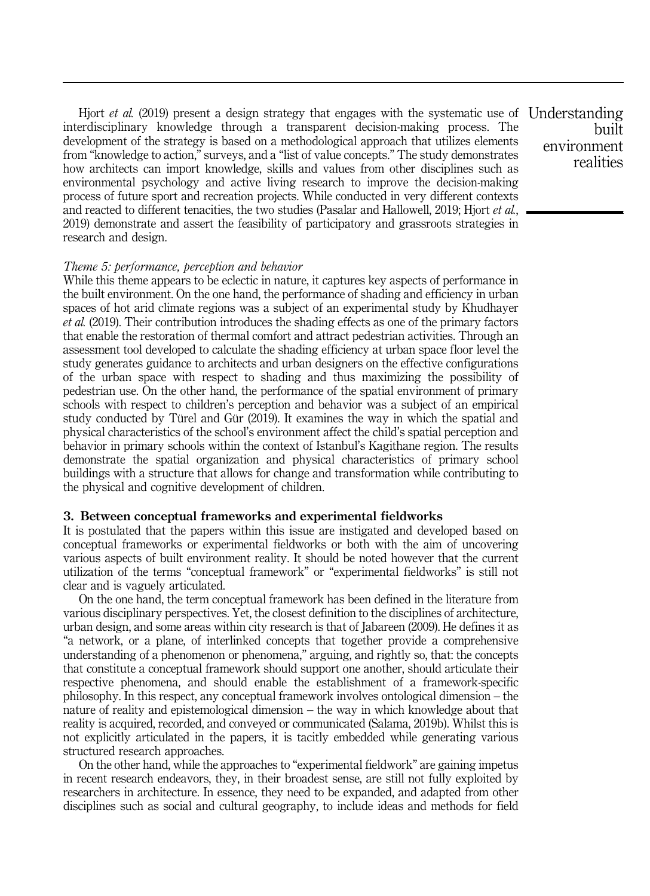Hjort *et al.* (2019) present a design strategy that engages with the systematic use of interdisciplinary knowledge through a transparent decision-making process. The development of the strategy is based on a methodological approach that utilizes elements from "knowledge to action," surveys, and a "list of value concepts." The study demonstrates how architects can import knowledge, skills and values from other disciplines such as environmental psychology and active living research to improve the decision-making process of future sport and recreation projects. While conducted in very different contexts and reacted to different tenacities, the two studies (Pasalar and Hallowell, 2019; Hjort *et al.*, 2019) demonstrate and assert the feasibility of participatory and grassroots strategies in research and design.

*Theme 5: performance, perception and behavior*

While this theme appears to be eclectic in nature, it captures key aspects of performance in the built environment. On the one hand, the performance of shading and efficiency in urban spaces of hot arid climate regions was a subject of an experimental study by Khudhayer *et al.* (2019). Their contribution introduces the shading effects as one of the primary factors that enable the restoration of thermal comfort and attract pedestrian activities. Through an assessment tool developed to calculate the shading efficiency at urban space floor level the study generates guidance to architects and urban designers on the effective configurations of the urban space with respect to shading and thus maximizing the possibility of pedestrian use. On the other hand, the performance of the spatial environment of primary schools with respect to children's perception and behavior was a subject of an empirical study conducted by Türel and Gür (2019). It examines the way in which the spatial and physical characteristics of the school's environment affect the child's spatial perception and behavior in primary schools within the context of Istanbul's Kagithane region. The results demonstrate the spatial organization and physical characteristics of primary school buildings with a structure that allows for change and transformation while contributing to the physical and cognitive development of children.

## 3. Between conceptual frameworks and experimental fieldworks

It is postulated that the papers within this issue are instigated and developed based on conceptual frameworks or experimental fieldworks or both with the aim of uncovering various aspects of built environment reality. It should be noted however that the current utilization of the terms "conceptual framework" or "experimental fieldworks" is still not clear and is vaguely articulated.

On the one hand, the term conceptual framework has been defined in the literature from various disciplinary perspectives. Yet, the closest definition to the disciplines of architecture, urban design, and some areas within city research is that of Jabareen (2009). He defines it as "a network, or a plane, of interlinked concepts that together provide a comprehensive understanding of a phenomenon or phenomena," arguing, and rightly so, that: the concepts that constitute a conceptual framework should support one another, should articulate their respective phenomena, and should enable the establishment of a framework-specific philosophy. In this respect, any conceptual framework involves ontological dimension – the nature of reality and epistemological dimension – the way in which knowledge about that reality is acquired, recorded, and conveyed or communicated (Salama, 2019b). Whilst this is not explicitly articulated in the papers, it is tacitly embedded while generating various structured research approaches.

On the other hand, while the approaches to "experimental fieldwork" are gaining impetus in recent research endeavors, they, in their broadest sense, are still not fully exploited by researchers in architecture. In essence, they need to be expanded, and adapted from other disciplines such as social and cultural geography, to include ideas and methods for field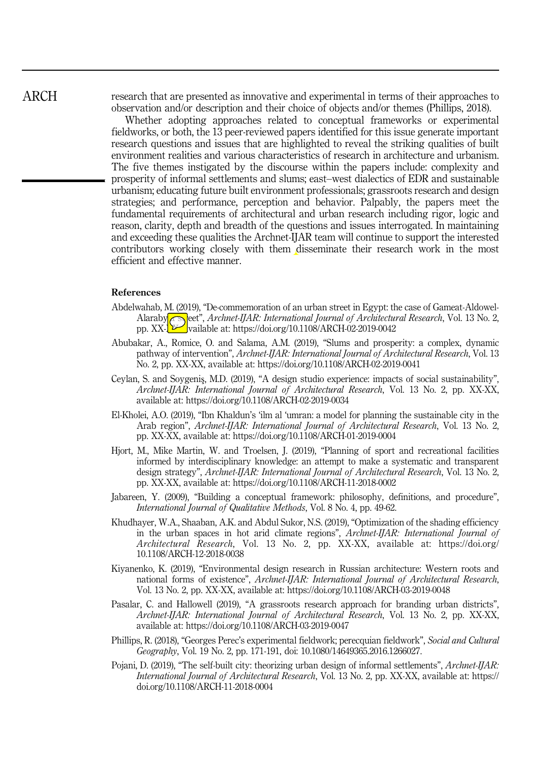research that are presented as innovative and experimental in terms of their approaches to observation and/or description and their choice of objects and/or themes (Phillips, 2018).

Whether adopting approaches related to conceptual frameworks or experimental fieldworks, or both, the 13 peer-reviewed papers identified for this issue generate important research questions and issues that are highlighted to reveal the striking qualities of built environment realities and various characteristics of research in architecture and urbanism. The five themes instigated by the discourse within the papers include: complexity and prosperity of informal settlements and slums; east–west dialectics of EDR and sustainable urbanism; educating future built environment professionals; grassroots research and design strategies; and performance, perception and behavior. Palpably, the papers meet the fundamental requirements of architectural and urban research including rigor, logic and reason, clarity, depth and breadth of the questions and issues interrogated. In maintaining and exceeding these qualities the Archnet-IJAR team will continue to support the interested contributors working closely with them disseminate their research work in the most efficient and effective manner.

## References

Abdelwahab, M. (2019), "De-commemoration of an urban street in Egypt: the case of Gameat-Aldowel-Alaraby Street", *Archnet-IJAR: International Journal of Architectural Research*, Vol. 13 No. 2, pp. XX-XX, available at: https://doi.org/10.1108/ARCH-02-2019-0042

Abubakar, A., Romice, O. and Salama, A.M. (2019), "Slums and prosperity: a complex, dynamic pathway of intervention", *Archnet-IJAR: International Journal of Architectural Research*, Vol. 13 No. 2, pp. XX-XX, available at: https://doi.org/10.1108/ARCH-02-2019-0041

Ceylan, S. and Soygeniş, M.D. (2019), "A design studio experience: impacts of social sustainability", *Archnet-IJAR: International Journal of Architectural Research*, Vol. 13 No. 2, pp. XX-XX, available at: https://doi.org/10.1108/ARCH-02-2019-0034

El-Kholei, A.O. (2019), "Ibn Khaldun's 'ilm al 'umran: a model for planning the sustainable city in the Arab region", *Archnet-IJAR: International Journal of Architectural Research*, Vol. 13 No. 2, pp. XX-XX, available at: https://doi.org/10.1108/ARCH-01-2019-0004

Hjort, M., Mike Martin, W. and Troelsen, J. (2019), "Planning of sport and recreational facilities informed by interdisciplinary knowledge: an attempt to make a systematic and transparent design strategy", *Archnet-IJAR: International Journal of Architectural Research*, Vol. 13 No. 2, pp. XX-XX, available at: https://doi.org/10.1108/ARCH-11-2018-0002

Jabareen, Y. (2009), "Building a conceptual framework: philosophy, definitions, and procedure", *International Journal of Qualitative Methods*, Vol. 8 No. 4, pp. 49-62.

Khudhayer, W.A., Shaaban, A.K. and Abdul Sukor, N.S. (2019), "Optimization of the shading efficiency in the urban spaces in hot arid climate regions", *Archnet-IJAR: International Journal of Architectural Research*, Vol. 13 No. 2, pp. XX-XX, available at: https://doi.org/10.1108/ARCH-12-2018-0038

Kiyanenko, K. (2019), "Environmental design research in Russian architecture: Western roots and national forms of existence", *Archnet-IJAR: International Journal of Architectural Research*, Vol. 13 No. 2, pp. XX-XX, available at: https://doi.org/10.1108/ARCH-03-2019-0048

Pasalar, C. and Hallowell (2019), "A grassroots research approach for branding urban districts", *Archnet-IJAR: International Journal of Architectural Research*, Vol. 13 No. 2, pp. XX-XX, available at: https://doi.org/10.1108/ARCH-03-2019-0047

Phillips, R. (2018), "Georges Perec's experimental fieldwork; perecquian fieldwork", *Social and Cultural Geography*, Vol. 19 No. 2, pp. 171-191, doi: 10.1080/14649365.2016.1266027.

Pojani, D. (2019), "The self-built city: theorizing urban design of informal settlements", *Archnet-IJAR: International Journal of Architectural Research*, Vol. 13 No. 2, pp. XX-XX, available at: https://doi.org/10.1108/ARCH-11-2018-0004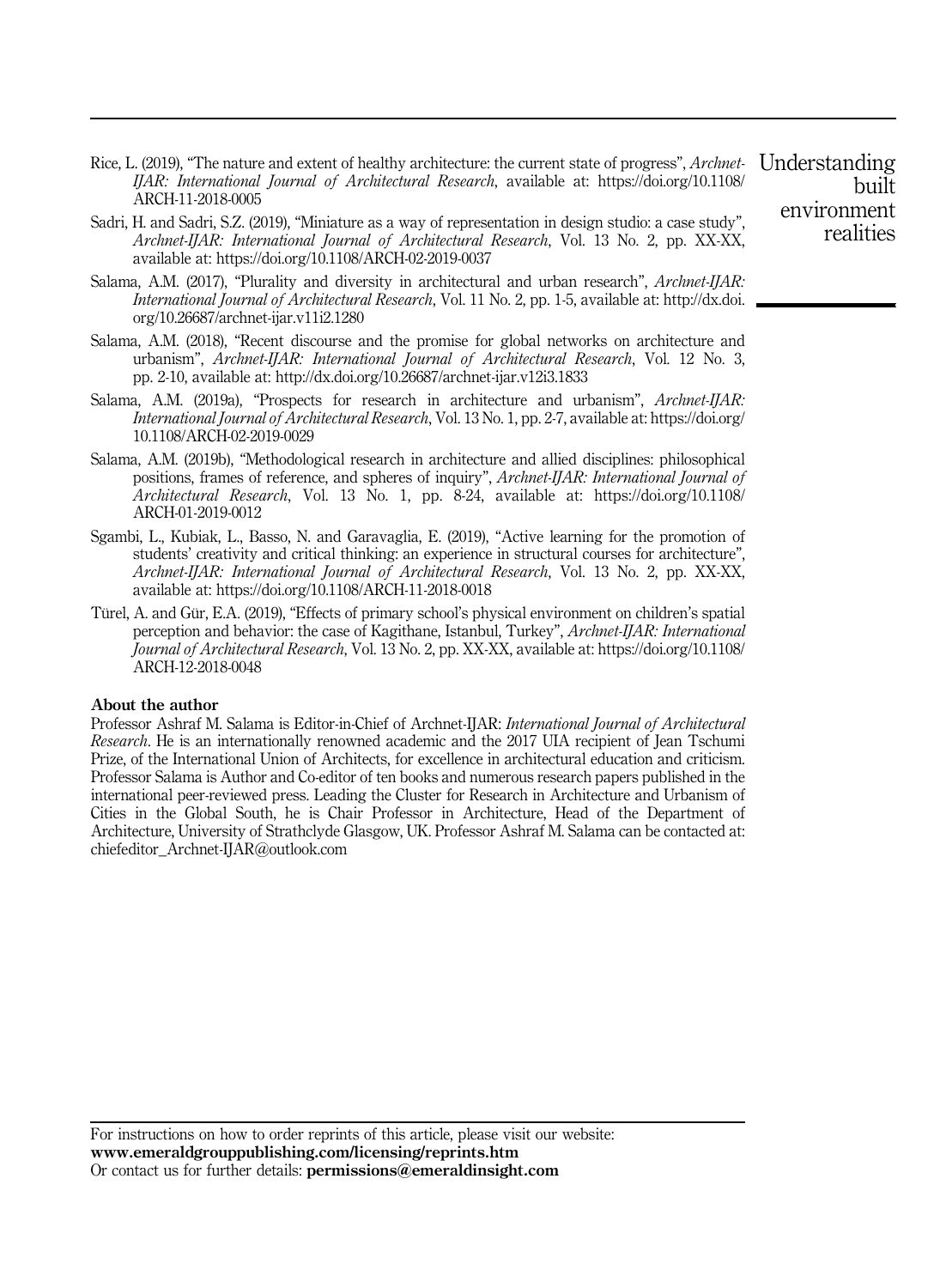Rice, L. (2019), "The nature and extent of healthy architecture: the current state of progress", *Archnet-IJAR: International Journal of Architectural Research*, available at: https://doi.org/10.1108/ARCH-11-2018-0005

Sadri, H. and Sadri, S.Z. (2019), "Miniature as a way of representation in design studio: a case study", *Archnet-IJAR: International Journal of Architectural Research*, Vol. 13 No. 2, pp. XX-XX, available at: https://doi.org/10.1108/ARCH-02-2019-0037

Salama, A.M. (2017), "Plurality and diversity in architectural and urban research", *Archnet-IJAR: International Journal of Architectural Research*, Vol. 11 No. 2, pp. 1-5, available at: http://dx.doi.org/10.26687/archnet-ijar.v11i2.1280

Salama, A.M. (2018), "Recent discourse and the promise for global networks on architecture and urbanism", *Archnet-IJAR: International Journal of Architectural Research*, Vol. 12 No. 3, pp. 2-10, available at: http://dx.doi.org/10.26687/archnet-ijar.v12i3.1833

Salama, A.M. (2019a), "Prospects for research in architecture and urbanism", *Archnet-IJAR: International Journal of Architectural Research*, Vol. 13 No. 1, pp. 2-7, available at: https://doi.org/10.1108/ARCH-02-2019-0029

Salama, A.M. (2019b), "Methodological research in architecture and allied disciplines: philosophical positions, frames of reference, and spheres of inquiry", *Archnet-IJAR: International Journal of Architectural Research*, Vol. 13 No. 1, pp. 8-24, available at: https://doi.org/10.1108/ARCH-01-2019-0012

Sgambi, L., Kubiak, L., Basso, N. and Garavaglia, E. (2019), "Active learning for the promotion of students' creativity and critical thinking: an experience in structural courses for architecture", *Archnet-IJAR: International Journal of Architectural Research*, Vol. 13 No. 2, pp. XX-XX, available at: https://doi.org/10.1108/ARCH-11-2018-0018

Türel, A. and Gür, E.A. (2019), "Effects of primary school's physical environment on children's spatial perception and behavior: the case of Kagithane, Istanbul, Turkey", *Archnet-IJAR: International Journal of Architectural Research*, Vol. 13 No. 2, pp. XX-XX, available at: https://doi.org/10.1108/ARCH-12-2018-0048

## About the author

Professor Ashraf M. Salama is Editor-in-Chief of Archnet-IJAR: *International Journal of Architectural Research*. He is an internationally renowned academic and the 2017 UIA recipient of Jean Tschumi Prize, of the International Union of Architects, for excellence in architectural education and criticism. Professor Salama is Author and Co-editor of ten books and numerous research papers published in the international peer-reviewed press. Leading the Cluster for Research in Architecture and Urbanism of Cities in the Global South, he is Chair Professor in Architecture, Head of the Department of Architecture, University of Strathclyde Glasgow, UK. Professor Ashraf M. Salama can be contacted at: chiefeditor_Archnet-IJAR@outlook.com

For instructions on how to order reprints of this article, please visit our website:
**www.emeraldgrouppublishing.com/licensing/reprints.htm**
Or contact us for further details: **permissions@emeraldinsight.com**